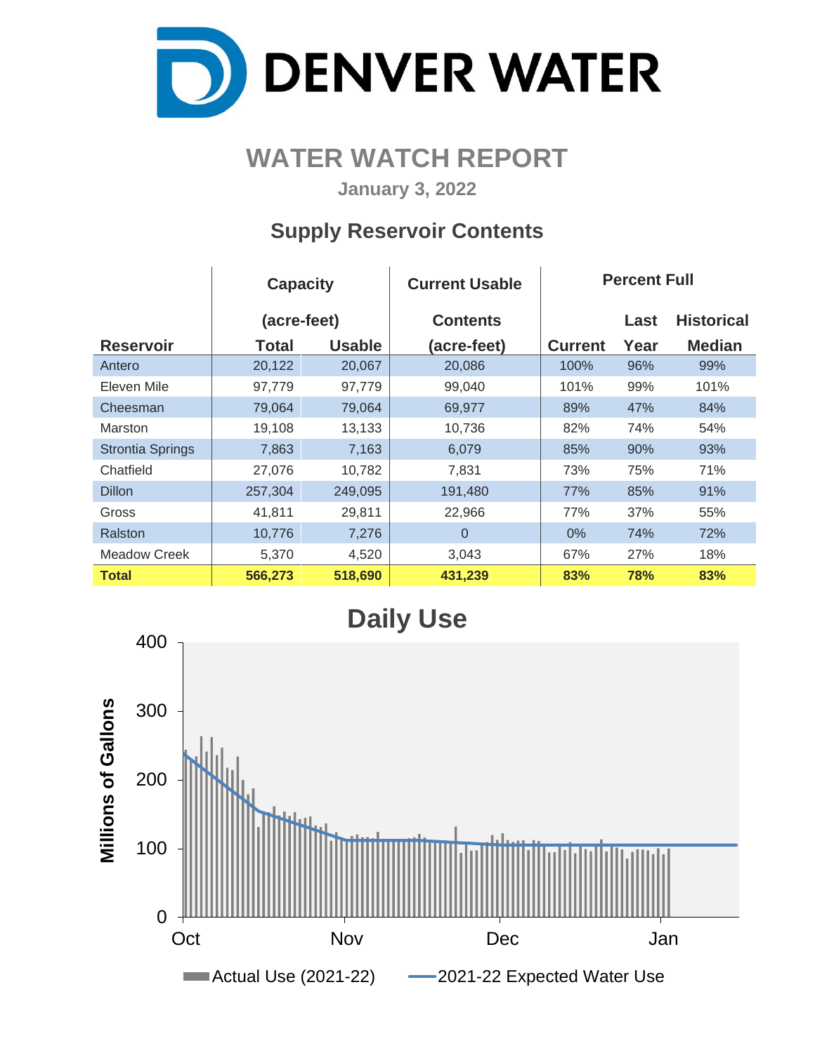# DENVER WATER

## WATER WATCH REPORT

**January 3, 2022**

### Supply Reservoir Contents

| Reservoir | Capacity (acre-feet) Total | Usable | Current Usable Contents (acre-feet) | Percent Full Current | Last Year | Historical Median |
|---|---|---|---|---|---|---|
| Antero | 20,122 | 20,067 | 20,086 | 100% | 96% | 99% |
| Eleven Mile | 97,779 | 97,779 | 99,040 | 101% | 99% | 101% |
| Cheesman | 79,064 | 79,064 | 69,977 | 89% | 47% | 84% |
| Marston | 19,108 | 13,133 | 10,736 | 82% | 74% | 54% |
| Strontia Springs | 7,863 | 7,163 | 6,079 | 85% | 90% | 93% |
| Chatfield | 27,076 | 10,782 | 7,831 | 73% | 75% | 71% |
| Dillon | 257,304 | 249,095 | 191,480 | 77% | 85% | 91% |
| Gross | 41,811 | 29,811 | 22,966 | 77% | 37% | 55% |
| Ralston | 10,776 | 7,276 | 0 | 0% | 74% | 72% |
| Meadow Creek | 5,370 | 4,520 | 3,043 | 67% | 27% | 18% |
| **Total** | **566,273** | **518,690** | **431,239** | **83%** | **78%** | **83%** |

### Daily Use

Millions of Gallons (0–400); Oct, Nov, Dec, Jan

Actual Use (2021-22) — 2021-22 Expected Water Use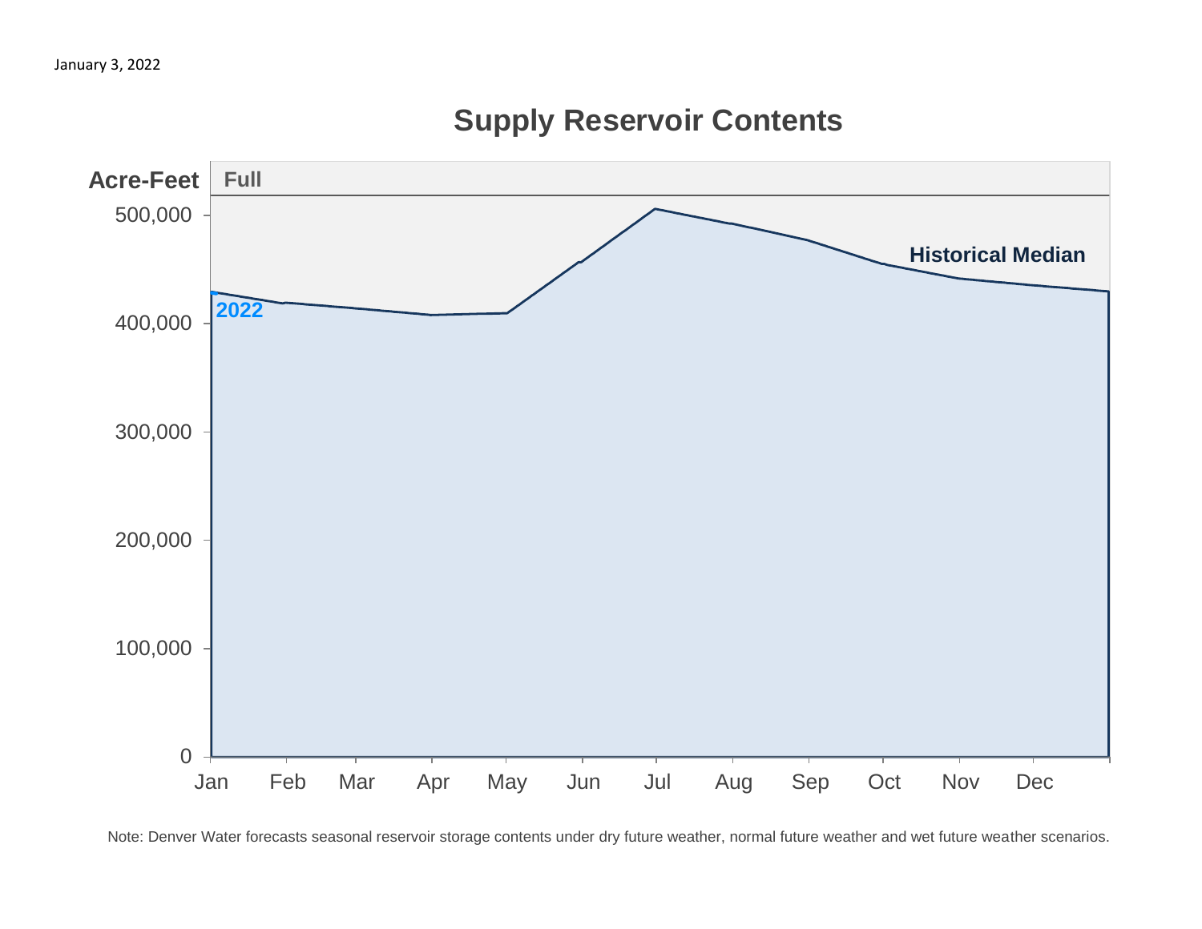January 3, 2022

## Supply Reservoir Contents

Acre-Feet

Full

2022

Historical Median

500,000
400,000
300,000
200,000
100,000
0

Jan Feb Mar Apr May Jun Jul Aug Sep Oct Nov Dec

Note: Denver Water forecasts seasonal reservoir storage contents under dry future weather, normal future weather and wet future weather scenarios.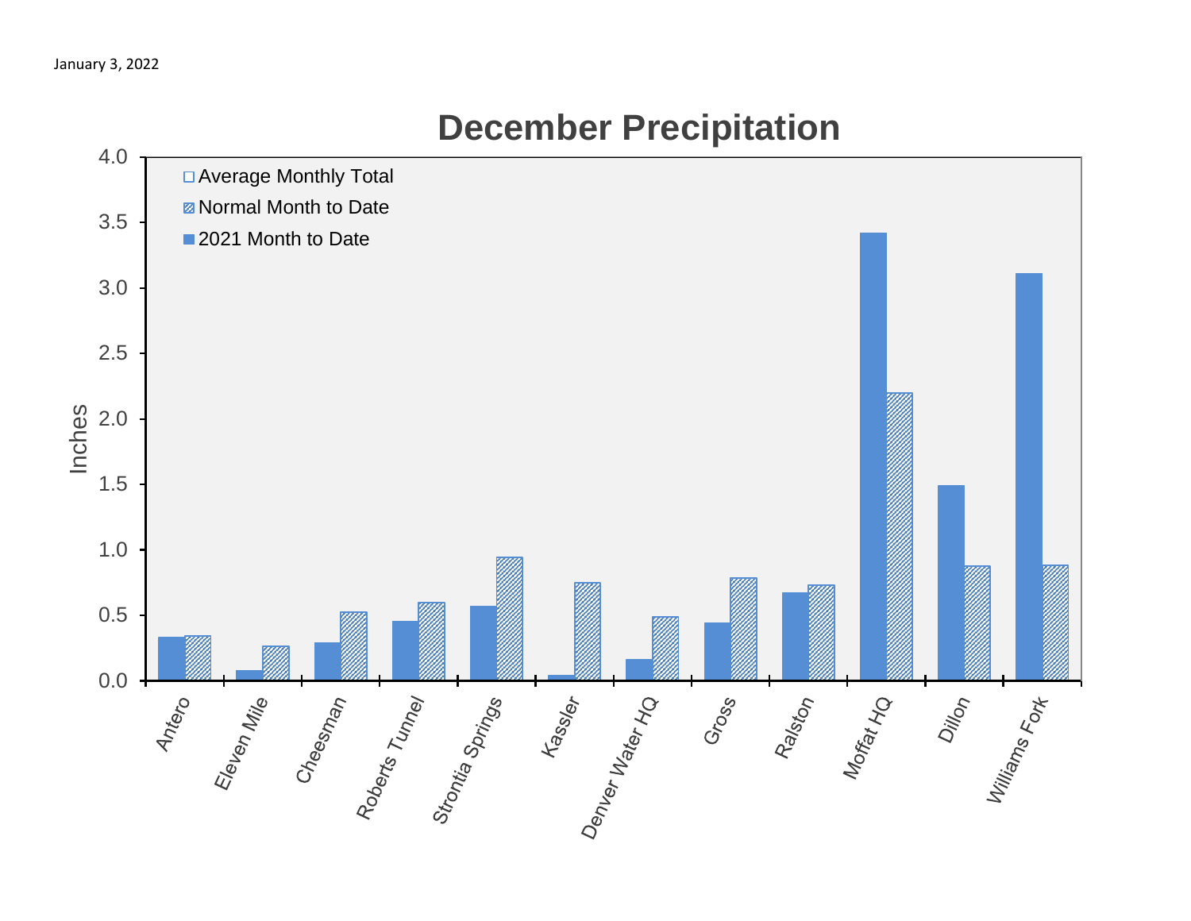January 3, 2022

# December Precipitation

| Location | 2021 Month to Date | Normal Month to Date |
|---|---|---|
| Antero | 0.33 | 0.34 |
| Eleven Mile | 0.08 | 0.26 |
| Cheesman | 0.29 | 0.52 |
| Roberts Tunnel | 0.45 | 0.59 |
| Strontia Springs | 0.57 | 0.94 |
| Kassler | 0.04 | 0.74 |
| Denver Water HQ | 0.16 | 0.48 |
| Gross | 0.44 | 0.78 |
| Ralston | 0.67 | 0.72 |
| Moffat HQ | 3.42 | 2.19 |
| Dillon | 1.49 | 0.87 |
| Williams Fork | 3.11 | 0.88 |

Legend: Average Monthly Total; Normal Month to Date; 2021 Month to Date

Y-axis: Inches (0.0–4.0)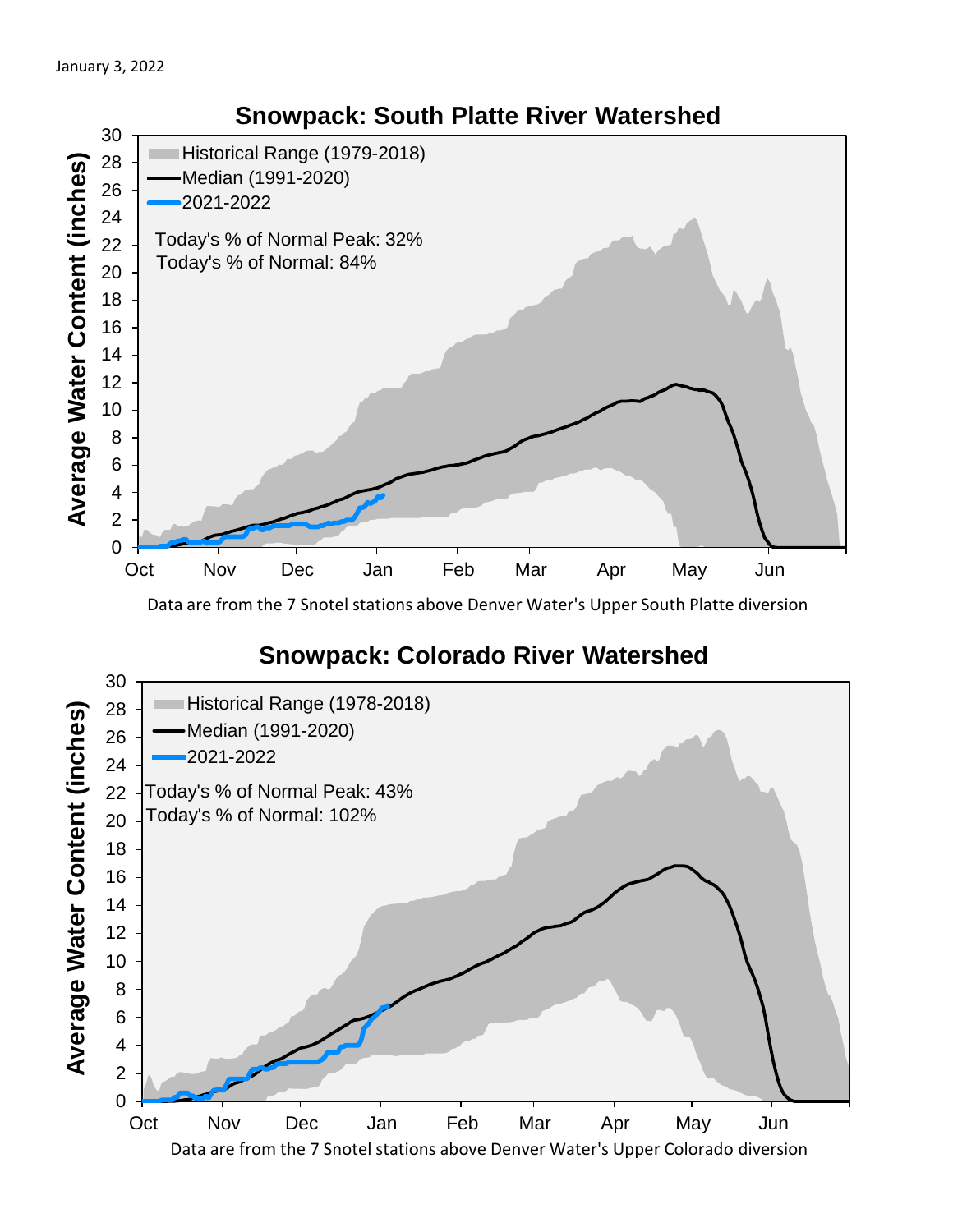January 3, 2022

## Snowpack: South Platte River Watershed

Historical Range (1979-2018)
Median (1991-2020)
2021-2022

Today's % of Normal Peak: 32%
Today's % of Normal: 84%

Average Water Content (inches)

Oct Nov Dec Jan Feb Mar Apr May Jun

Data are from the 7 Snotel stations above Denver Water's Upper South Platte diversion

## Snowpack: Colorado River Watershed

Historical Range (1978-2018)
Median (1991-2020)
2021-2022

Today's % of Normal Peak: 43%
Today's % of Normal: 102%

Average Water Content (inches)

Oct Nov Dec Jan Feb Mar Apr May Jun

Data are from the 7 Snotel stations above Denver Water's Upper Colorado diversion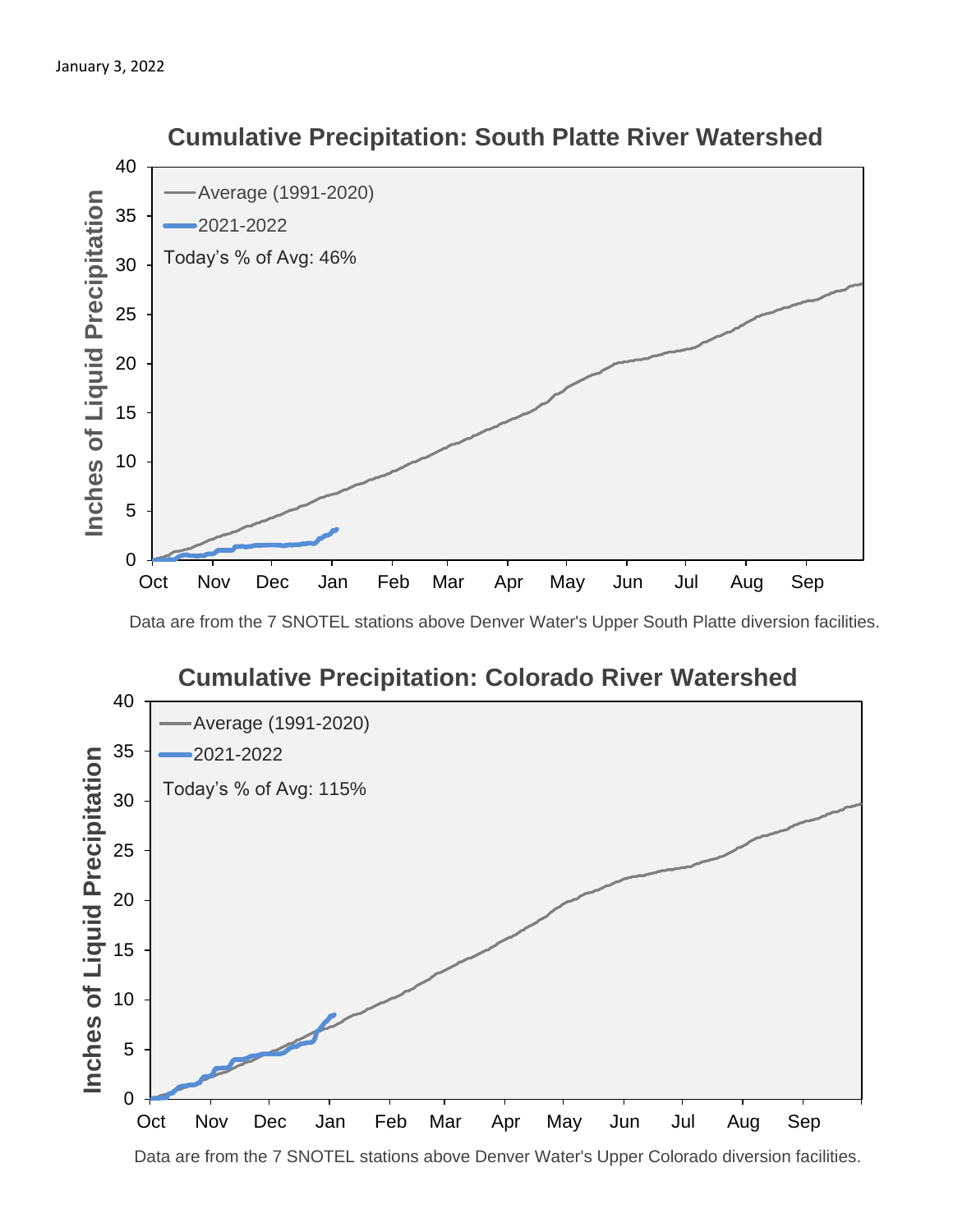January 3, 2022

## Cumulative Precipitation: South Platte River Watershed

- Average (1991-2020)
- 2021-2022

Today's % of Avg: 46%

Data are from the 7 SNOTEL stations above Denver Water's Upper South Platte diversion facilities.

## Cumulative Precipitation: Colorado River Watershed

- Average (1991-2020)
- 2021-2022

Today's % of Avg: 115%

Data are from the 7 SNOTEL stations above Denver Water's Upper Colorado diversion facilities.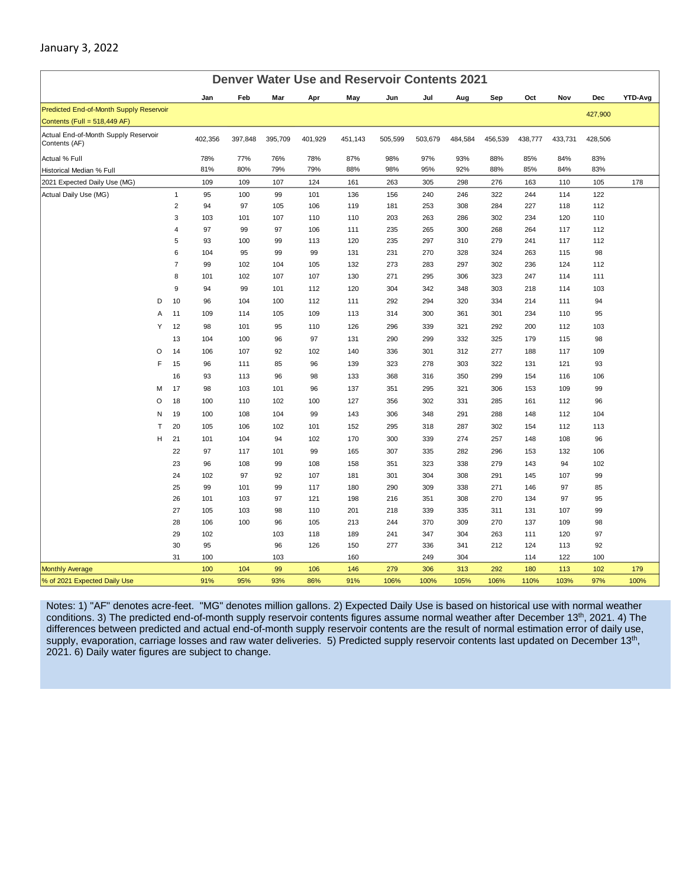January 3, 2022

## Denver Water Use and Reservoir Contents 2021

| | | Jan | Feb | Mar | Apr | May | Jun | Jul | Aug | Sep | Oct | Nov | Dec | YTD-Avg |
|---|---|---|---|---|---|---|---|---|---|---|---|---|---|---|
| Predicted End-of-Month Supply Reservoir Contents (Full = 518,449 AF) | | | | | | | | | | | | | 427,900 | |
| Actual End-of-Month Supply Reservoir Contents (AF) | | 402,356 | 397,848 | 395,709 | 401,929 | 451,143 | 505,599 | 503,679 | 484,584 | 456,539 | 438,777 | 433,731 | 428,506 | |
| Actual % Full | | 78% | 77% | 76% | 78% | 87% | 98% | 97% | 93% | 88% | 85% | 84% | 83% | |
| Historical Median % Full | | 81% | 80% | 79% | 79% | 88% | 98% | 95% | 92% | 88% | 85% | 84% | 83% | |
| 2021 Expected Daily Use (MG) | | 109 | 109 | 107 | 124 | 161 | 263 | 305 | 298 | 276 | 163 | 110 | 105 | 178 |
| Actual Daily Use (MG) | 1 | 95 | 100 | 99 | 101 | 136 | 156 | 240 | 246 | 322 | 244 | 114 | 122 | |
| | 2 | 94 | 97 | 105 | 106 | 119 | 181 | 253 | 308 | 284 | 227 | 118 | 112 | |
| | 3 | 103 | 101 | 107 | 110 | 110 | 203 | 263 | 286 | 302 | 234 | 120 | 110 | |
| | 4 | 97 | 99 | 97 | 106 | 111 | 235 | 265 | 300 | 268 | 264 | 117 | 112 | |
| | 5 | 93 | 100 | 99 | 113 | 120 | 235 | 297 | 310 | 279 | 241 | 117 | 112 | |
| | 6 | 104 | 95 | 99 | 99 | 131 | 231 | 270 | 328 | 324 | 263 | 115 | 98 | |
| | 7 | 99 | 102 | 104 | 105 | 132 | 273 | 283 | 297 | 302 | 236 | 124 | 112 | |
| | 8 | 101 | 102 | 107 | 107 | 130 | 271 | 295 | 306 | 323 | 247 | 114 | 111 | |
| | 9 | 94 | 99 | 101 | 112 | 120 | 304 | 342 | 348 | 303 | 218 | 114 | 103 | |
| D | 10 | 96 | 104 | 100 | 112 | 111 | 292 | 294 | 320 | 334 | 214 | 111 | 94 | |
| A | 11 | 109 | 114 | 105 | 109 | 113 | 314 | 300 | 361 | 301 | 234 | 110 | 95 | |
| Y | 12 | 98 | 101 | 95 | 110 | 126 | 296 | 339 | 321 | 292 | 200 | 112 | 103 | |
| | 13 | 104 | 100 | 96 | 97 | 131 | 290 | 299 | 332 | 325 | 179 | 115 | 98 | |
| O | 14 | 106 | 107 | 92 | 102 | 140 | 336 | 301 | 312 | 277 | 188 | 117 | 109 | |
| F | 15 | 96 | 111 | 85 | 96 | 139 | 323 | 278 | 303 | 322 | 131 | 121 | 93 | |
| | 16 | 93 | 113 | 96 | 98 | 133 | 368 | 316 | 350 | 299 | 154 | 116 | 106 | |
| M | 17 | 98 | 103 | 101 | 96 | 137 | 351 | 295 | 321 | 306 | 153 | 109 | 99 | |
| O | 18 | 100 | 110 | 102 | 100 | 127 | 356 | 302 | 331 | 285 | 161 | 112 | 96 | |
| N | 19 | 100 | 108 | 104 | 99 | 143 | 306 | 348 | 291 | 288 | 148 | 112 | 104 | |
| T | 20 | 105 | 106 | 102 | 101 | 152 | 295 | 318 | 287 | 302 | 154 | 112 | 113 | |
| H | 21 | 101 | 104 | 94 | 102 | 170 | 300 | 339 | 274 | 257 | 148 | 108 | 96 | |
| | 22 | 97 | 117 | 101 | 99 | 165 | 307 | 335 | 282 | 296 | 153 | 132 | 106 | |
| | 23 | 96 | 108 | 99 | 108 | 158 | 351 | 323 | 338 | 279 | 143 | 94 | 102 | |
| | 24 | 102 | 97 | 92 | 107 | 181 | 301 | 304 | 308 | 291 | 145 | 107 | 99 | |
| | 25 | 99 | 101 | 99 | 117 | 180 | 290 | 309 | 338 | 271 | 146 | 97 | 85 | |
| | 26 | 101 | 103 | 97 | 121 | 198 | 216 | 351 | 308 | 270 | 134 | 97 | 95 | |
| | 27 | 105 | 103 | 98 | 110 | 201 | 218 | 339 | 335 | 311 | 131 | 107 | 99 | |
| | 28 | 106 | 100 | 96 | 105 | 213 | 244 | 370 | 309 | 270 | 137 | 109 | 98 | |
| | 29 | 102 | | 103 | 118 | 189 | 241 | 347 | 304 | 263 | 111 | 120 | 97 | |
| | 30 | 95 | | 96 | 126 | 150 | 277 | 336 | 341 | 212 | 124 | 113 | 92 | |
| | 31 | 100 | | 103 | | 160 | | 249 | 304 | | 114 | 122 | 100 | |
| Monthly Average | | 100 | 104 | 99 | 106 | 146 | 279 | 306 | 313 | 292 | 180 | 113 | 102 | 179 |
| % of 2021 Expected Daily Use | | 91% | 95% | 93% | 86% | 91% | 106% | 100% | 105% | 106% | 110% | 103% | 97% | 100% |

Notes: 1) "AF" denotes acre-feet. "MG" denotes million gallons. 2) Expected Daily Use is based on historical use with normal weather conditions. 3) The predicted end-of-month supply reservoir contents figures assume normal weather after December 13th, 2021. 4) The differences between predicted and actual end-of-month supply reservoir contents are the result of normal estimation error of daily use, supply, evaporation, carriage losses and raw water deliveries. 5) Predicted supply reservoir contents last updated on December 13th, 2021. 6) Daily water figures are subject to change.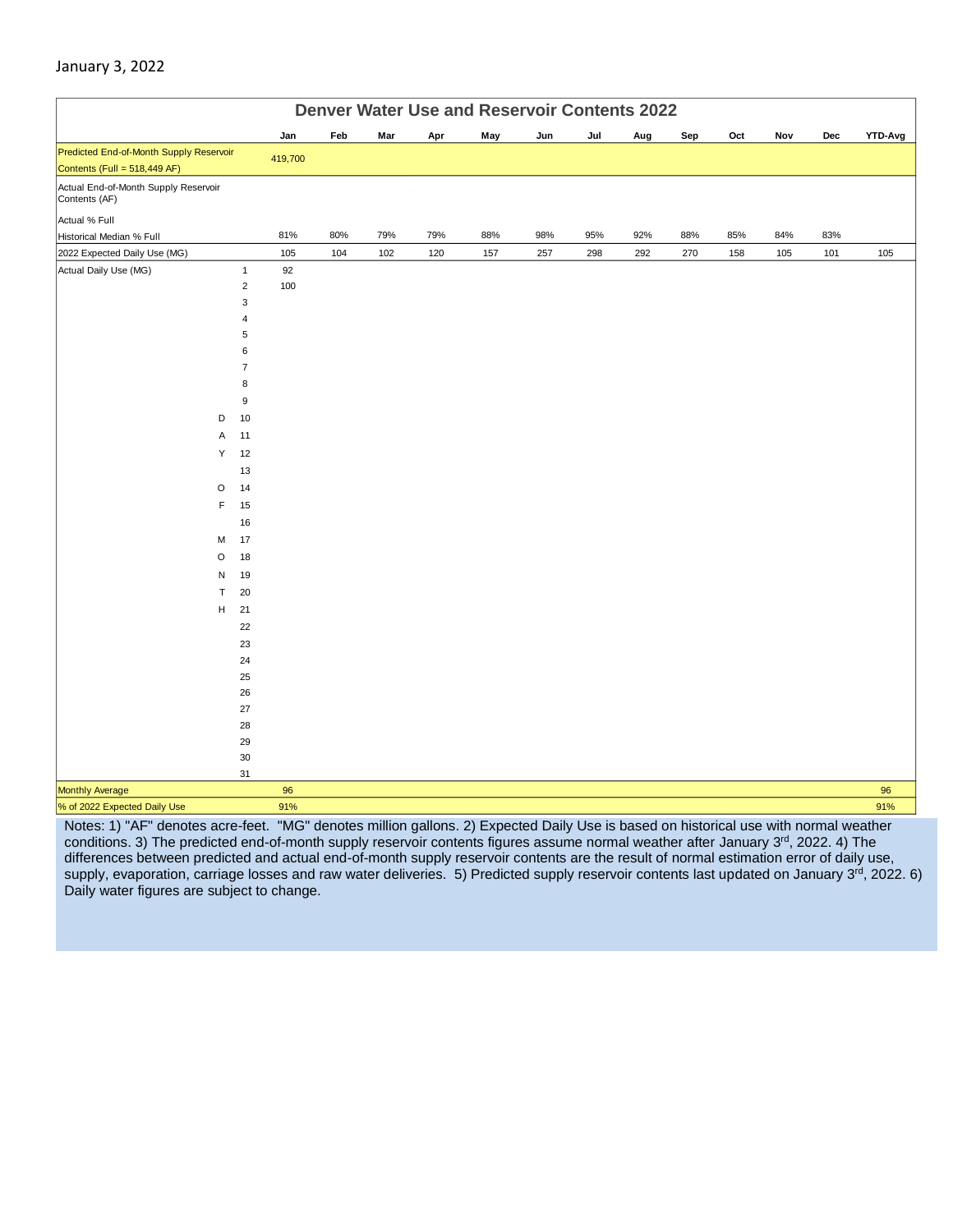January 3, 2022

## Denver Water Use and Reservoir Contents 2022

| | | Jan | Feb | Mar | Apr | May | Jun | Jul | Aug | Sep | Oct | Nov | Dec | YTD-Avg |
|---|---|---|---|---|---|---|---|---|---|---|---|---|---|---|
| Predicted End-of-Month Supply Reservoir Contents (Full = 518,449 AF) | | 419,700 | | | | | | | | | | | | |
| Actual End-of-Month Supply Reservoir Contents (AF) | | | | | | | | | | | | | | |
| Actual % Full | | | | | | | | | | | | | | |
| Historical Median % Full | | 81% | 80% | 79% | 79% | 88% | 98% | 95% | 92% | 88% | 85% | 84% | 83% | |
| 2022 Expected Daily Use (MG) | | 105 | 104 | 102 | 120 | 157 | 257 | 298 | 292 | 270 | 158 | 105 | 101 | 105 |
| Actual Daily Use (MG) | 1 | 92 | | | | | | | | | | | | |
| | 2 | 100 | | | | | | | | | | | | |
| | 3 | | | | | | | | | | | | | |
| | 4 | | | | | | | | | | | | | |
| | 5 | | | | | | | | | | | | | |
| | 6 | | | | | | | | | | | | | |
| | 7 | | | | | | | | | | | | | |
| | 8 | | | | | | | | | | | | | |
| | 9 | | | | | | | | | | | | | |
| D | 10 | | | | | | | | | | | | | |
| A | 11 | | | | | | | | | | | | | |
| Y | 12 | | | | | | | | | | | | | |
| | 13 | | | | | | | | | | | | | |
| O | 14 | | | | | | | | | | | | | |
| F | 15 | | | | | | | | | | | | | |
| | 16 | | | | | | | | | | | | | |
| M | 17 | | | | | | | | | | | | | |
| O | 18 | | | | | | | | | | | | | |
| N | 19 | | | | | | | | | | | | | |
| T | 20 | | | | | | | | | | | | | |
| H | 21 | | | | | | | | | | | | | |
| | 22 | | | | | | | | | | | | | |
| | 23 | | | | | | | | | | | | | |
| | 24 | | | | | | | | | | | | | |
| | 25 | | | | | | | | | | | | | |
| | 26 | | | | | | | | | | | | | |
| | 27 | | | | | | | | | | | | | |
| | 28 | | | | | | | | | | | | | |
| | 29 | | | | | | | | | | | | | |
| | 30 | | | | | | | | | | | | | |
| | 31 | | | | | | | | | | | | | |
| Monthly Average | | 96 | | | | | | | | | | | | 96 |
| % of 2022 Expected Daily Use | | 91% | | | | | | | | | | | | 91% |

Notes: 1) "AF" denotes acre-feet. "MG" denotes million gallons. 2) Expected Daily Use is based on historical use with normal weather conditions. 3) The predicted end-of-month supply reservoir contents figures assume normal weather after January 3rd, 2022. 4) The differences between predicted and actual end-of-month supply reservoir contents are the result of normal estimation error of daily use, supply, evaporation, carriage losses and raw water deliveries. 5) Predicted supply reservoir contents last updated on January 3rd, 2022. 6) Daily water figures are subject to change.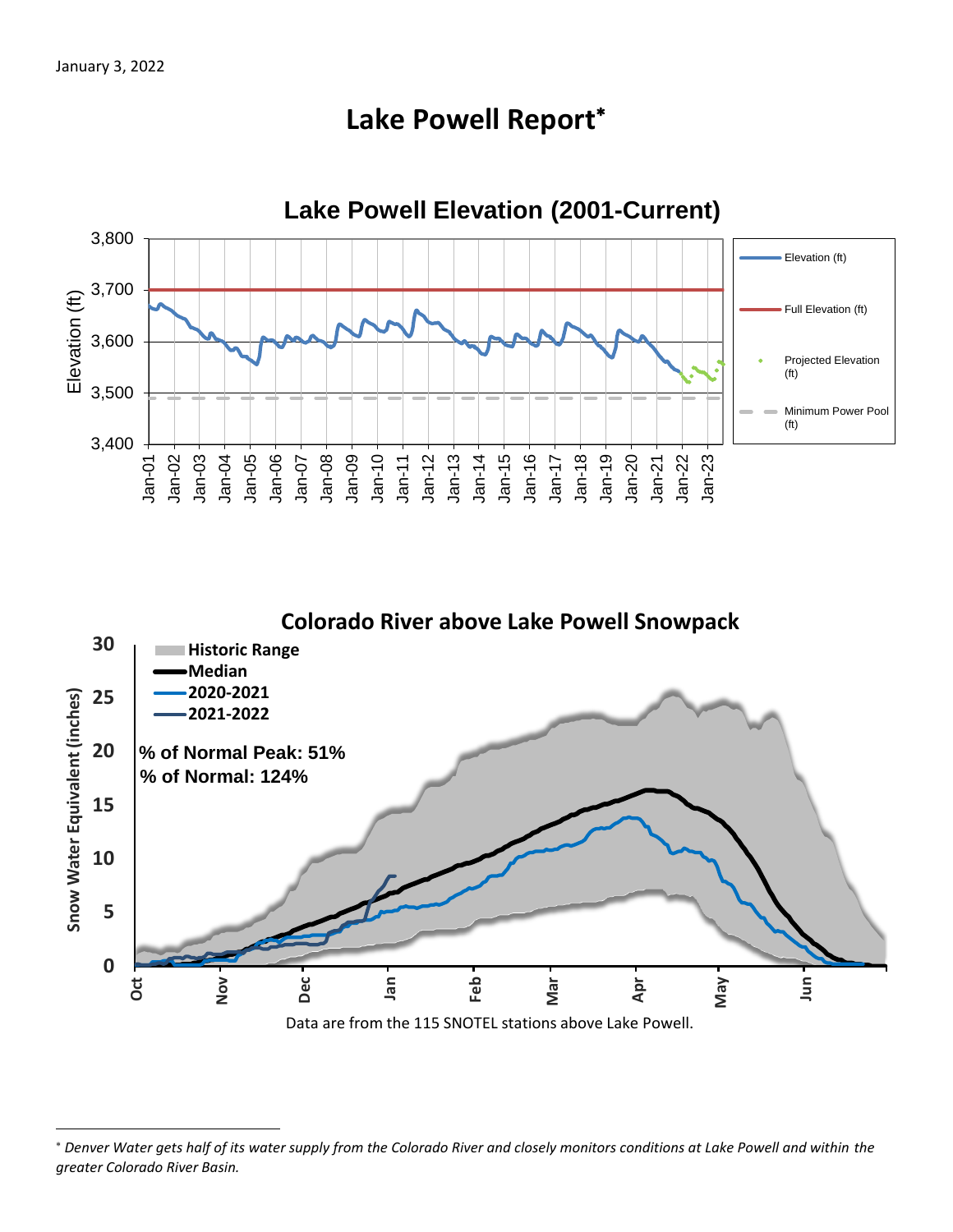January 3, 2022

# Lake Powell Report*

## Lake Powell Elevation (2001-Current)

Elevation (ft)

3,800
3,700
3,600
3,500
3,400

Jan-01 Jan-02 Jan-03 Jan-04 Jan-05 Jan-06 Jan-07 Jan-08 Jan-09 Jan-10 Jan-11 Jan-12 Jan-13 Jan-14 Jan-15 Jan-16 Jan-17 Jan-18 Jan-19 Jan-20 Jan-21 Jan-22 Jan-23

Elevation (ft)
Full Elevation (ft)
Projected Elevation (ft)
Minimum Power Pool (ft)

## Colorado River above Lake Powell Snowpack

Historic Range
Median
2020-2021
2021-2022

**% of Normal Peak: 51%**
**% of Normal: 124%**

Snow Water Equivalent (inches)

30
25
20
15
10
5
0

Oct Nov Dec Jan Feb Mar Apr May Jun

Data are from the 115 SNOTEL stations above Lake Powell.

---

* *Denver Water gets half of its water supply from the Colorado River and closely monitors conditions at Lake Powell and within the greater Colorado River Basin.*